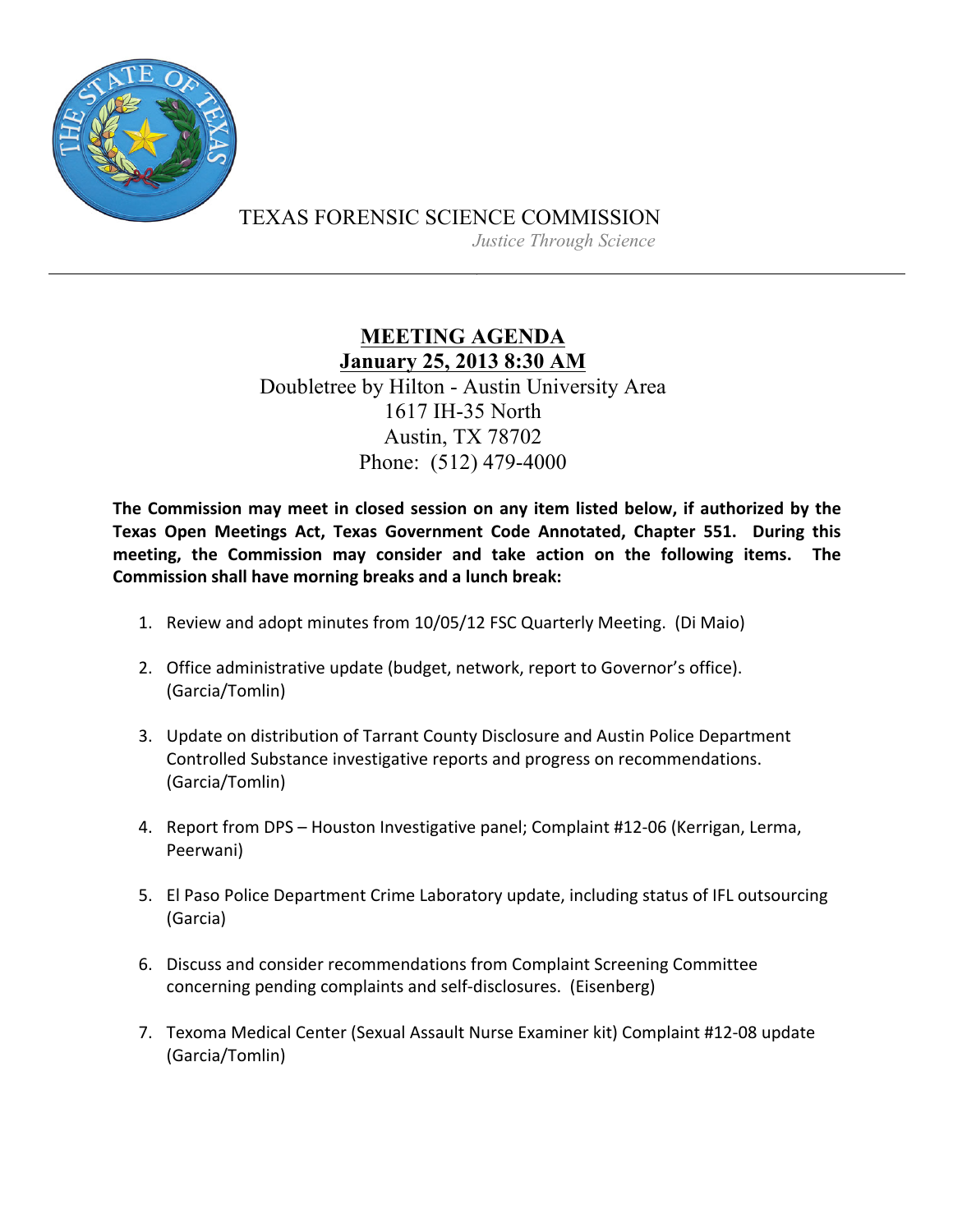TEXAS FORENSIC SCIENCE COMMISSION

*Justice Through Science*

---

# MEETING AGENDA

## January 25, 2013 8:30 AM

Doubletree by Hilton - Austin University Area
1617 IH-35 North
Austin, TX 78702
Phone: (512) 479-4000

**The Commission may meet in closed session on any item listed below, if authorized by the Texas Open Meetings Act, Texas Government Code Annotated, Chapter 551. During this meeting, the Commission may consider and take action on the following items. The Commission shall have morning breaks and a lunch break:**

1. Review and adopt minutes from 10/05/12 FSC Quarterly Meeting. (Di Maio)

2. Office administrative update (budget, network, report to Governor's office). (Garcia/Tomlin)

3. Update on distribution of Tarrant County Disclosure and Austin Police Department Controlled Substance investigative reports and progress on recommendations. (Garcia/Tomlin)

4. Report from DPS – Houston Investigative panel; Complaint #12-06 (Kerrigan, Lerma, Peerwani)

5. El Paso Police Department Crime Laboratory update, including status of IFL outsourcing (Garcia)

6. Discuss and consider recommendations from Complaint Screening Committee concerning pending complaints and self-disclosures. (Eisenberg)

7. Texoma Medical Center (Sexual Assault Nurse Examiner kit) Complaint #12-08 update (Garcia/Tomlin)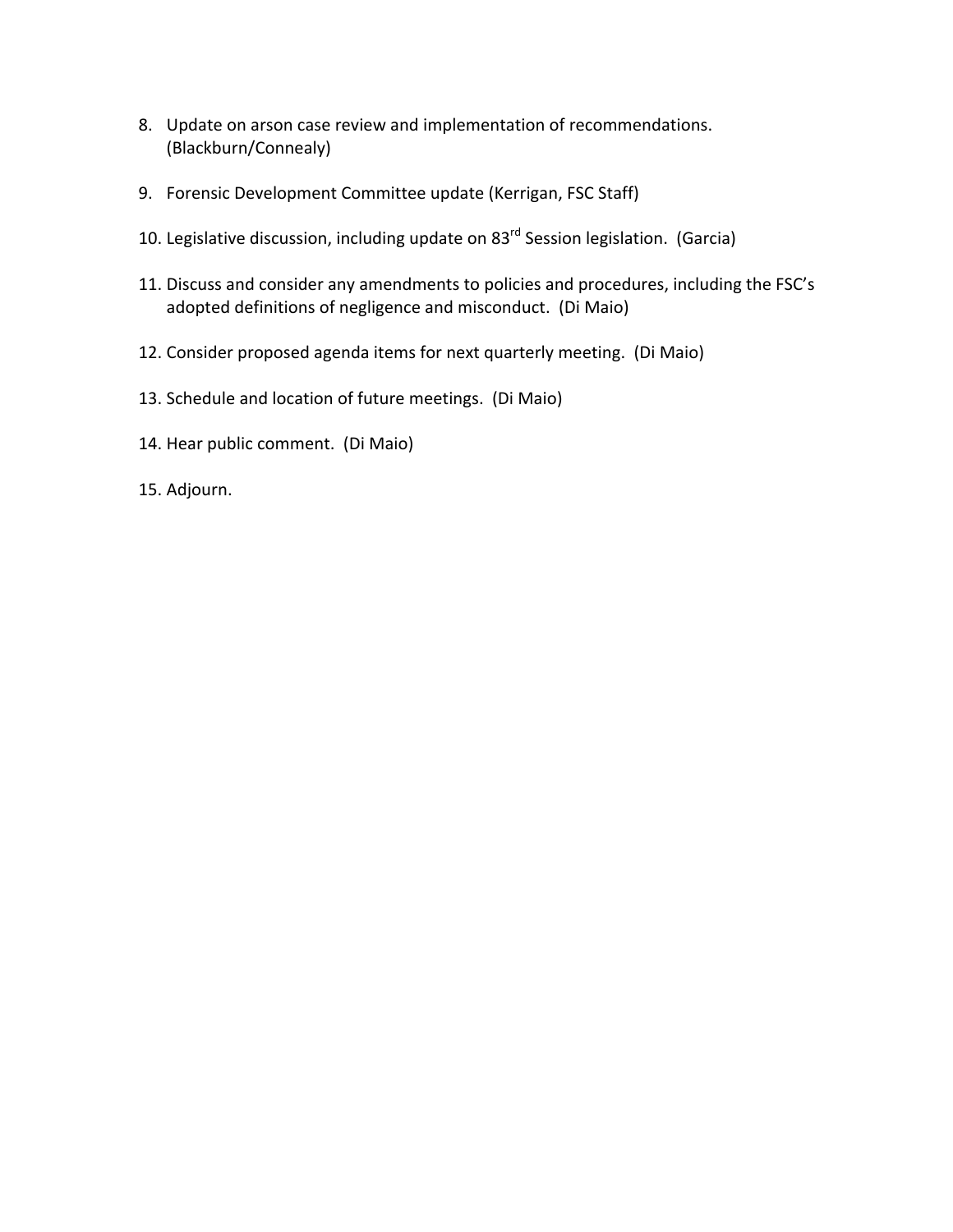8. Update on arson case review and implementation of recommendations. (Blackburn/Connealy)

9. Forensic Development Committee update (Kerrigan, FSC Staff)

10. Legislative discussion, including update on 83rd Session legislation. (Garcia)

11. Discuss and consider any amendments to policies and procedures, including the FSC's adopted definitions of negligence and misconduct. (Di Maio)

12. Consider proposed agenda items for next quarterly meeting. (Di Maio)

13. Schedule and location of future meetings. (Di Maio)

14. Hear public comment. (Di Maio)

15. Adjourn.